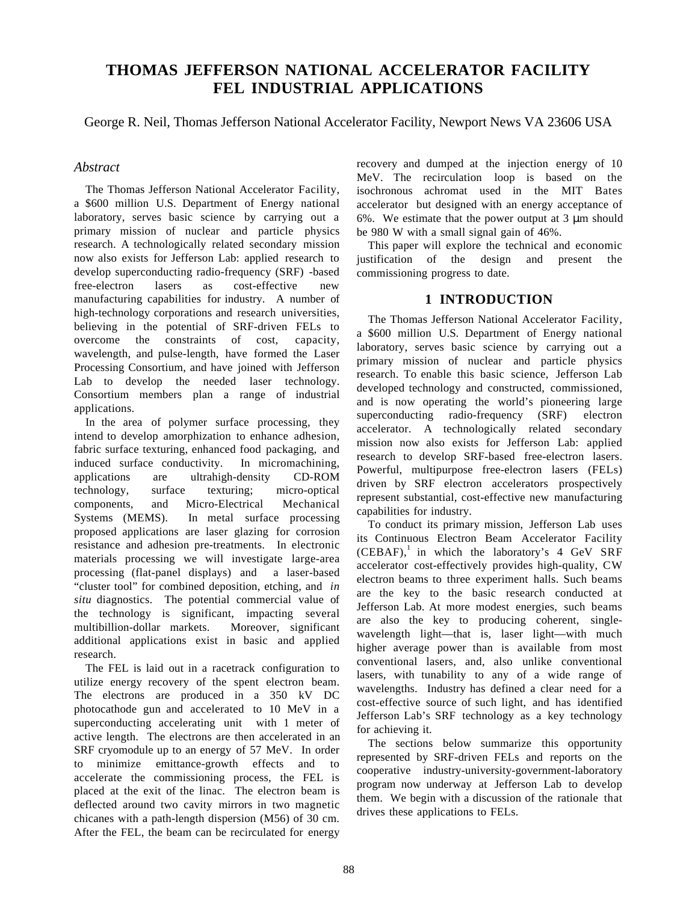# THOMAS JEFFERSON NATIONAL ACCELERATOR FACILITY FEL INDUSTRIAL APPLICATIONS

George R. Neil, Thomas Jefferson National Accelerator Facility, Newport News VA 23606 USA

## *Abstract*

The Thomas Jefferson National Accelerator Facility, a $600 million U.S. Department of Energy national laboratory, serves basic science by carrying out a primary mission of nuclear and particle physics research. A technologically related secondary mission now also exists for Jefferson Lab: applied research to develop superconducting radio-frequency (SRF) -based free-electron lasers as cost-effective new manufacturing capabilities for industry. A number of high-technology corporations and research universities, believing in the potential of SRF-driven FELs to overcome the constraints of cost, capacity, wavelength, and pulse-length, have formed the Laser Processing Consortium, and have joined with Jefferson Lab to develop the needed laser technology. Consortium members plan a range of industrial applications.

In the area of polymer surface processing, they intend to develop amorphization to enhance adhesion, fabric surface texturing, enhanced food packaging, and induced surface conductivity. In micromachining, applications are ultrahigh-density CD-ROM technology, surface texturing; micro-optical components, and Micro-Electrical Mechanical Systems (MEMS). In metal surface processing proposed applications are laser glazing for corrosion resistance and adhesion pre-treatments. In electronic materials processing we will investigate large-area processing (flat-panel displays) and a laser-based "cluster tool" for combined deposition, etching, and *in situ* diagnostics. The potential commercial value of the technology is significant, impacting several multibillion-dollar markets. Moreover, significant additional applications exist in basic and applied research.

The FEL is laid out in a racetrack configuration to utilize energy recovery of the spent electron beam. The electrons are produced in a 350 kV DC photocathode gun and accelerated to 10 MeV in a superconducting accelerating unit with 1 meter of active length. The electrons are then accelerated in an SRF cryomodule up to an energy of 57 MeV. In order to minimize emittance-growth effects and to accelerate the commissioning process, the FEL is placed at the exit of the linac. The electron beam is deflected around two cavity mirrors in two magnetic chicanes with a path-length dispersion (M56) of 30 cm. After the FEL, the beam can be recirculated for energy recovery and dumped at the injection energy of 10 MeV. The recirculation loop is based on the isochronous achromat used in the MIT Bates accelerator but designed with an energy acceptance of 6%. We estimate that the power output at 3 µm should be 980 W with a small signal gain of 46%.

This paper will explore the technical and economic justification of the design and present the commissioning progress to date.

## 1 INTRODUCTION

The Thomas Jefferson National Accelerator Facility, a $600 million U.S. Department of Energy national laboratory, serves basic science by carrying out a primary mission of nuclear and particle physics research. To enable this basic science, Jefferson Lab developed technology and constructed, commissioned, and is now operating the world's pioneering large superconducting radio-frequency (SRF) electron accelerator. A technologically related secondary mission now also exists for Jefferson Lab: applied research to develop SRF-based free-electron lasers. Powerful, multipurpose free-electron lasers (FELs) driven by SRF electron accelerators prospectively represent substantial, cost-effective new manufacturing capabilities for industry.

To conduct its primary mission, Jefferson Lab uses its Continuous Electron Beam Accelerator Facility (CEBAF),[1] in which the laboratory's 4 GeV SRF accelerator cost-effectively provides high-quality, CW electron beams to three experiment halls. Such beams are the key to the basic research conducted at Jefferson Lab. At more modest energies, such beams are also the key to producing coherent, single-wavelength light—that is, laser light—with much higher average power than is available from most conventional lasers, and, also unlike conventional lasers, with tunability to any of a wide range of wavelengths. Industry has defined a clear need for a cost-effective source of such light, and has identified Jefferson Lab's SRF technology as a key technology for achieving it.

The sections below summarize this opportunity represented by SRF-driven FELs and reports on the cooperative industry-university-government-laboratory program now underway at Jefferson Lab to develop them. We begin with a discussion of the rationale that drives these applications to FELs.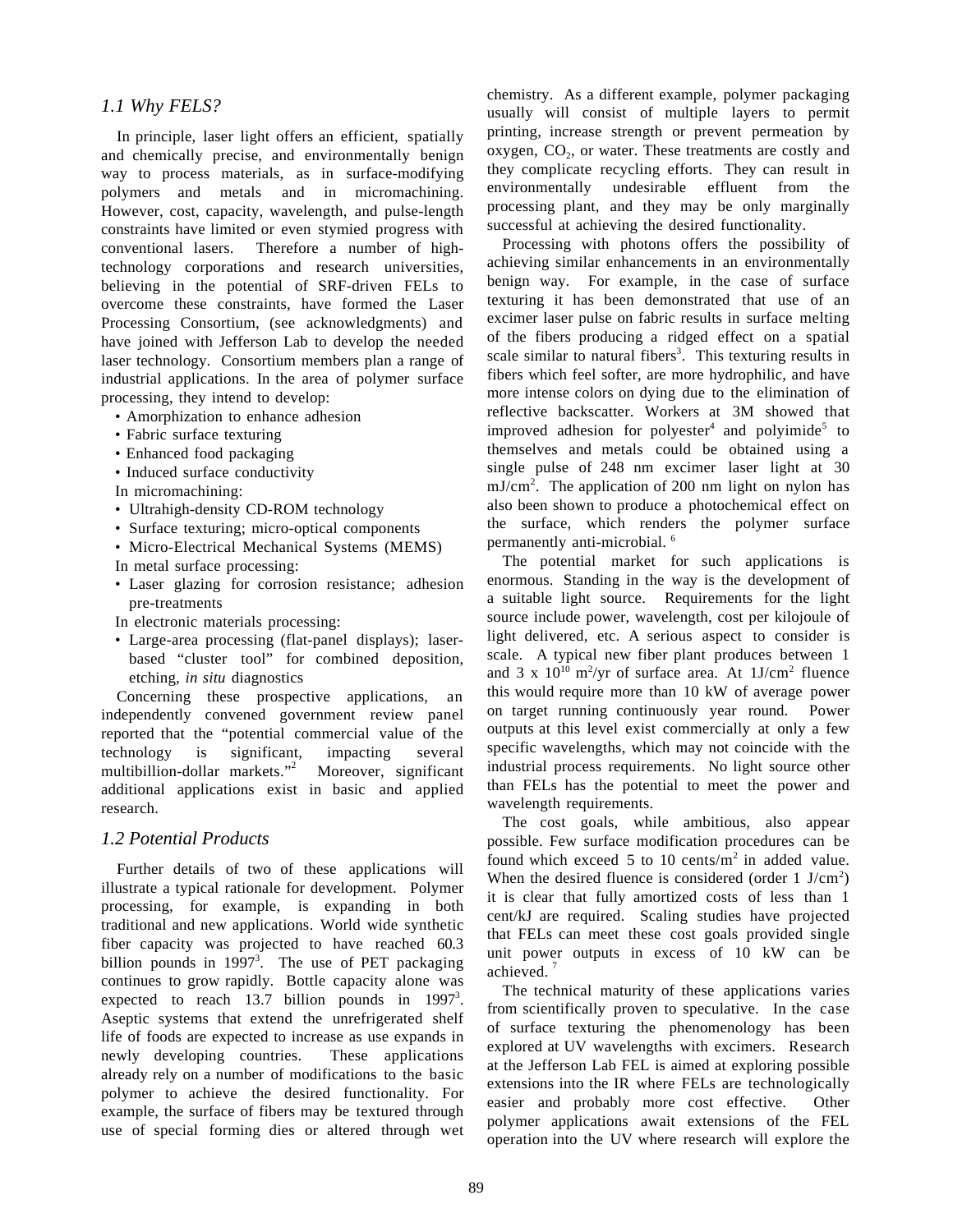### *1.1 Why FELS?*

In principle, laser light offers an efficient, spatially and chemically precise, and environmentally benign way to process materials, as in surface-modifying polymers and metals and in micromachining. However, cost, capacity, wavelength, and pulse-length constraints have limited or even stymied progress with conventional lasers. Therefore a number of high-technology corporations and research universities, believing in the potential of SRF-driven FELs to overcome these constraints, have formed the Laser Processing Consortium, (see acknowledgments) and have joined with Jefferson Lab to develop the needed laser technology. Consortium members plan a range of industrial applications. In the area of polymer surface processing, they intend to develop:

- Amorphization to enhance adhesion
- Fabric surface texturing
- Enhanced food packaging
- Induced surface conductivity

In micromachining:

- Ultrahigh-density CD-ROM technology
- Surface texturing; micro-optical components
- Micro-Electrical Mechanical Systems (MEMS)

In metal surface processing:

- Laser glazing for corrosion resistance; adhesion pre-treatments

In electronic materials processing:

- Large-area processing (flat-panel displays); laser-based "cluster tool" for combined deposition, etching, *in situ* diagnostics

Concerning these prospective applications, an independently convened government review panel reported that the "potential commercial value of the technology is significant, impacting several multibillion-dollar markets."[2] Moreover, significant additional applications exist in basic and applied research.

### *1.2 Potential Products*

Further details of two of these applications will illustrate a typical rationale for development. Polymer processing, for example, is expanding in both traditional and new applications. World wide synthetic fiber capacity was projected to have reached 60.3 billion pounds in 1997[3]. The use of PET packaging continues to grow rapidly. Bottle capacity alone was expected to reach 13.7 billion pounds in 1997[3]. Aseptic systems that extend the unrefrigerated shelf life of foods are expected to increase as use expands in newly developing countries. These applications already rely on a number of modifications to the basic polymer to achieve the desired functionality. For example, the surface of fibers may be textured through use of special forming dies or altered through wet chemistry. As a different example, polymer packaging usually will consist of multiple layers to permit printing, increase strength or prevent permeation by oxygen, $CO_2$, or water. These treatments are costly and they complicate recycling efforts. They can result in environmentally undesirable effluent from the processing plant, and they may be only marginally successful at achieving the desired functionality.

Processing with photons offers the possibility of achieving similar enhancements in an environmentally benign way. For example, in the case of surface texturing it has been demonstrated that use of an excimer laser pulse on fabric results in surface melting of the fibers producing a ridged effect on a spatial scale similar to natural fibers[3]. This texturing results in fibers which feel softer, are more hydrophilic, and have more intense colors on dying due to the elimination of reflective backscatter. Workers at 3M showed that improved adhesion for polyester[4] and polyimide[5] to themselves and metals could be obtained using a single pulse of 248 nm excimer laser light at 30 $mJ/cm^2$. The application of 200 nm light on nylon has also been shown to produce a photochemical effect on the surface, which renders the polymer surface permanently anti-microbial. [6]

The potential market for such applications is enormous. Standing in the way is the development of a suitable light source. Requirements for the light source include power, wavelength, cost per kilojoule of light delivered, etc. A serious aspect to consider is scale. A typical new fiber plant produces between 1 and $3 \times 10^{10}$ $m^2$/yr of surface area. At 1J/$cm^2$ fluence this would require more than 10 kW of average power on target running continuously year round. Power outputs at this level exist commercially at only a few specific wavelengths, which may not coincide with the industrial process requirements. No light source other than FELs has the potential to meet the power and wavelength requirements.

The cost goals, while ambitious, also appear possible. Few surface modification procedures can be found which exceed 5 to 10 cents/$m^2$ in added value. When the desired fluence is considered (order 1 J/$cm^2$) it is clear that fully amortized costs of less than 1 cent/kJ are required. Scaling studies have projected that FELs can meet these cost goals provided single unit power outputs in excess of 10 kW can be achieved. [7]

The technical maturity of these applications varies from scientifically proven to speculative. In the case of surface texturing the phenomenology has been explored at UV wavelengths with excimers. Research at the Jefferson Lab FEL is aimed at exploring possible extensions into the IR where FELs are technologically easier and probably more cost effective. Other polymer applications await extensions of the FEL operation into the UV where research will explore the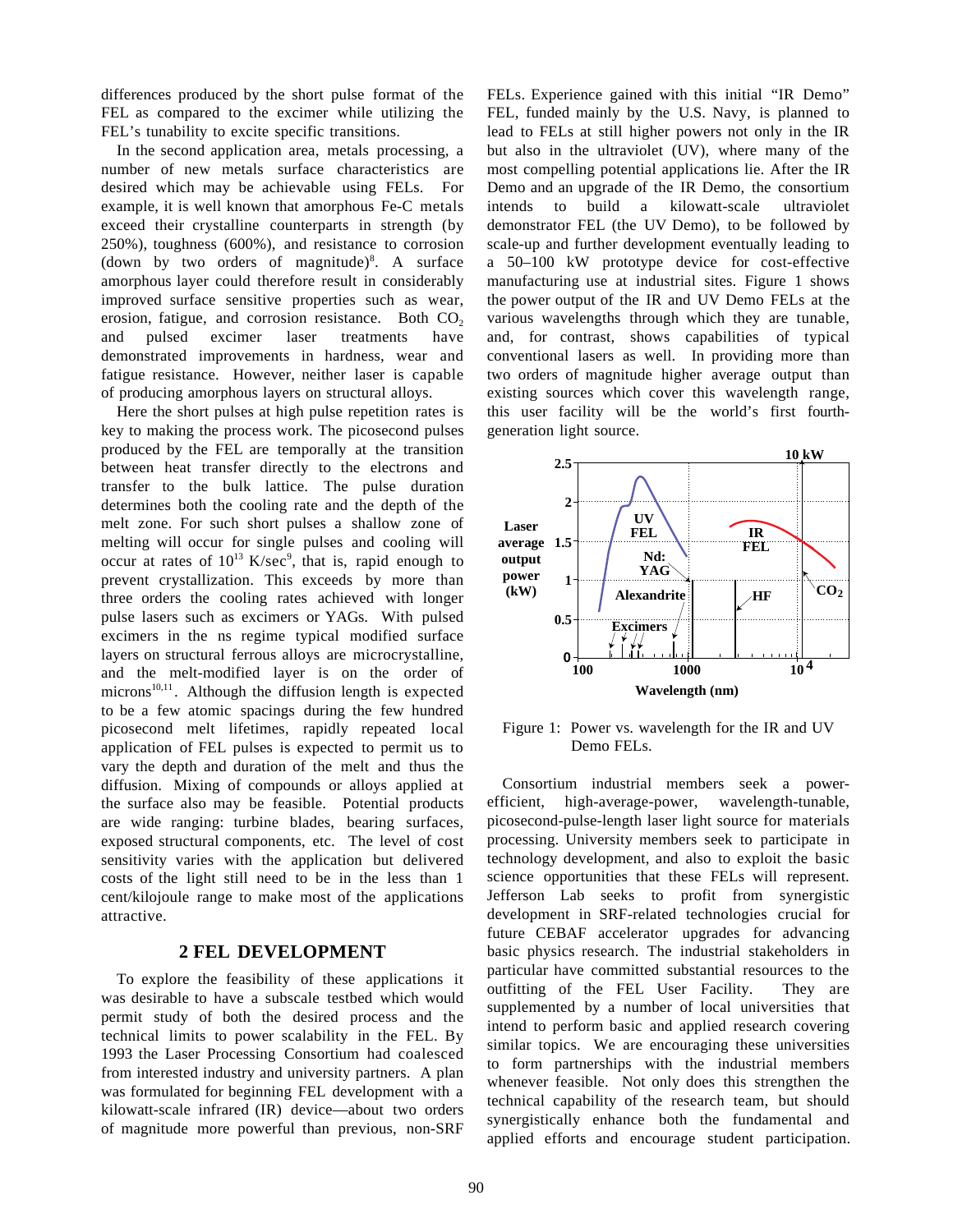differences produced by the short pulse format of the FEL as compared to the excimer while utilizing the FEL's tunability to excite specific transitions.

In the second application area, metals processing, a number of new metals surface characteristics are desired which may be achievable using FELs. For example, it is well known that amorphous Fe-C metals exceed their crystalline counterparts in strength (by 250%), toughness (600%), and resistance to corrosion (down by two orders of magnitude)[8]. A surface amorphous layer could therefore result in considerably improved surface sensitive properties such as wear, erosion, fatigue, and corrosion resistance. Both $CO_2$ and pulsed excimer laser treatments have demonstrated improvements in hardness, wear and fatigue resistance. However, neither laser is capable of producing layers on structural alloys.

Here the short pulses at high pulse repetition rates is key to making the process work. The picosecond pulses produced by the FEL are temporally at the transition between heat transfer directly to the electrons and transfer to the bulk lattice. The pulse duration determines both the cooling rate and the depth of the melt zone. For such short pulses a shallow zone of melting will occur for single pulses and cooling will occur at rates of $10^{13}$ K/sec[9], that is, rapid enough to prevent crystallization. This exceeds by more than three orders the cooling rates achieved with longer pulse lasers such as excimers or YAGs. With pulsed excimers in the ns regime typical modified surface layers on structural ferrous alloys are microcrystalline, and the melt-modified layer is on the order of microns[10,11]. Although the diffusion length is expected to be a few atomic spacings during the few hundred picosecond melt lifetimes, rapidly repeated local application of FEL pulses is expected to permit us to vary the depth and duration of the melt and thus the diffusion. Mixing of compounds or alloys applied at the surface also may be feasible. Potential products are wide ranging: turbine blades, bearing surfaces, exposed structural components, etc. The level of cost sensitivity varies with the application but delivered costs of the light still need to be in the less than 1 cent/kilojoule range to make most of the applications attractive.

## 2 FEL DEVELOPMENT

To explore the feasibility of these applications it was desirable to have a subscale testbed which would permit study of both the desired process and the technical limits to power scalability in the FEL. By 1993 the Laser Processing Consortium had coalesced from interested industry and university partners. A plan was formulated for beginning FEL development with a kilowatt-scale infrared (IR) device—about two orders of magnitude more powerful than previous, non-SRF FELs. Experience gained with this initial "IR Demo" FEL, funded mainly by the U.S. Navy, is planned to lead to FELs at still higher powers not only in the IR but also in the ultraviolet (UV), where many of the most compelling potential applications lie. After the IR Demo and an upgrade of the IR Demo, the consortium intends to build a kilowatt-scale ultraviolet demonstrator FEL (the UV Demo), to be followed by scale-up and further development eventually leading to a 50–100 kW prototype device for cost-effective manufacturing use at industrial sites. Figure 1 shows the power output of the IR and UV Demo FELs at the various wavelengths through which they are tunable, and, for contrast, shows capabilities of typical conventional lasers as well. In providing more than two orders of magnitude higher average output than existing sources which cover this wavelength range, this user facility will be the world's first fourth-generation light source.

Figure 1: Power vs. wavelength for the IR and UV Demo FELs.

Consortium industrial members seek a power-efficient, high-average-power, wavelength-tunable, picosecond-pulse-length laser light source for materials processing. University members seek to participate in technology development, and also to exploit the basic science opportunities that these FELs will represent. Jefferson Lab seeks to profit from synergistic development in SRF-related technologies crucial for future CEBAF accelerator upgrades for advancing basic physics research. The industrial stakeholders in particular have committed substantial resources to the outfitting of the FEL User Facility. They are supplemented by a number of local universities that intend to perform basic and applied research covering similar topics. We are encouraging these universities to form partnerships with the industrial members whenever feasible. Not only does this strengthen the technical capability of the research team, but should synergistically enhance both the fundamental and applied efforts and encourage student participation.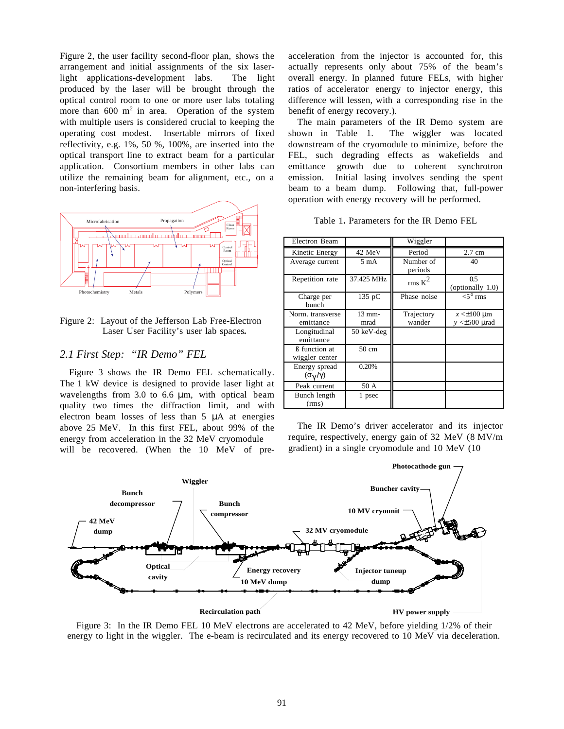Figure 2, the user facility second-floor plan, shows the arrangement and initial assignments of the six laser-light applications-development labs. The light produced by the laser will be brought through the optical control room to one or more user labs totaling more than 600 m$^2$ in area. Operation of the system with multiple users is considered crucial to keeping the operating cost modest. Insertable mirrors of fixed reflectivity, e.g. 1%, 50 %, 100%, are inserted into the optical transport line to extract beam for a particular application. Consortium members in other labs can utilize the remaining beam for alignment, etc., on a non-interfering basis.

Figure 2: Layout of the Jefferson Lab Free-Electron Laser User Facility's user lab spaces.

### *2.1 First Step: "IR Demo" FEL*

Figure 3 shows the IR Demo FEL schematically. The 1 kW device is designed to provide laser light at wavelengths from 3.0 to 6.6 μm, with optical beam quality two times the diffraction limit, and with electron beam losses of less than 5 μA at energies above 25 MeV. In this first FEL, about 99% of the energy from acceleration in the 32 MeV cryomodule will be recovered. (When the 10 MeV of pre-acceleration from the injector is accounted for, this actually represents only about 75% of the beam's overall energy. In planned future FELs, with higher ratios of accelerator energy to injector energy, this difference will lessen, with a corresponding rise in the benefit of energy recovery.).

The main parameters of the IR Demo system are shown in Table 1. The wiggler was located downstream of the cryomodule to minimize, before the FEL, such degrading effects as wakefields and emittance growth due to coherent synchrotron emission. Initial lasing involves sending the spent beam to a beam dump. Following that, full-power operation with energy recovery will be performed.

Table 1**.** Parameters for the IR Demo FEL

| Electron Beam | | Wiggler | |
|---|---|---|---|
| Kinetic Energy | 42 MeV | Period | 2.7 cm |
| Average current | 5 mA | Number of periods | 40 |
| Repetition rate | 37.425 MHz | rms $K^2$ | 0.5 (optionally 1.0) |
| Charge per bunch | 135 pC | Phase noise | <5° rms |
| Norm. transverse emittance | 13 mm-mrad | Trajectory wander | $x$ <±100 μm $y$ <±500 μrad |
| Longitudinal emittance | 50 keV-deg | | |
| ß function at wiggler center | 50 cm | | |
| Energy spread ($\sigma_\gamma/\gamma$) | 0.20% | | |
| Peak current | 50 A | | |
| Bunch length (rms) | 1 psec | | |

The IR Demo's driver accelerator and its injector require, respectively, energy gain of 32 MeV (8 MV/m gradient) in a single cryomodule and 10 MeV (10

Figure 3: In the IR Demo FEL 10 MeV electrons are accelerated to 42 MeV, before yielding 1/2% of their energy to light in the wiggler. The e-beam is recirculated and its energy recovered to 10 MeV via deceleration.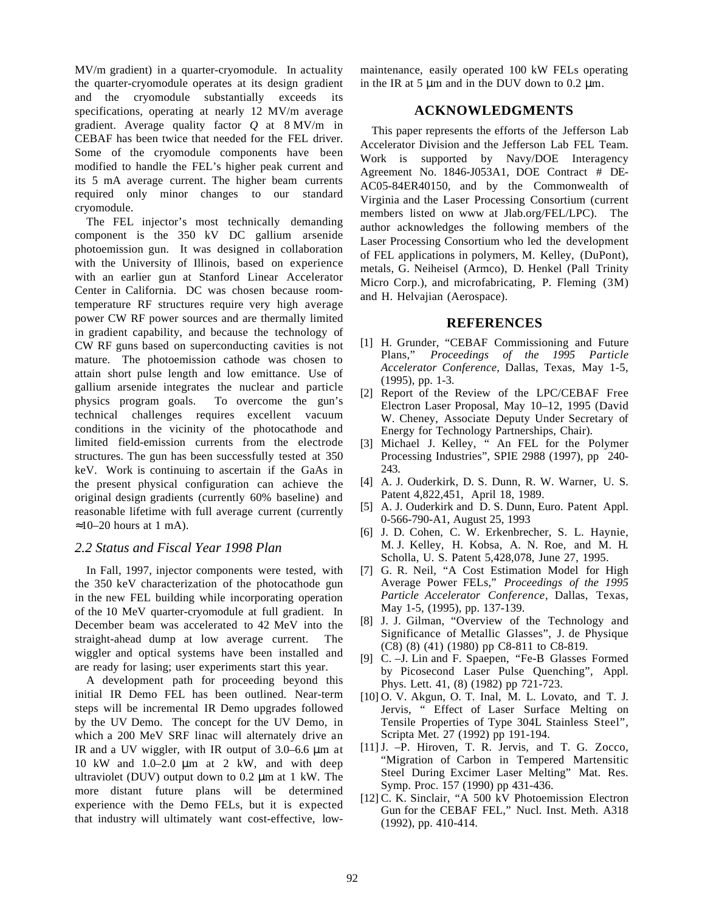MV/m gradient) in a quarter-cryomodule. In actuality the quarter-cryomodule operates at its design gradient and the cryomodule substantially exceeds its specifications, operating at nearly 12 MV/m average gradient. Average quality factor *Q* at 8 MV/m in CEBAF has been twice that needed for the FEL driver. Some of the cryomodule components have been modified to handle the FEL's higher peak current and its 5 mA average current. The higher beam currents required only minor changes to our standard cryomodule.

The FEL injector's most technically demanding component is the 350 kV DC gallium arsenide photoemission gun. It was designed in collaboration with the University of Illinois, based on experience with an earlier gun at Stanford Linear Accelerator Center in California. DC was chosen because room-temperature RF structures require very high average power CW RF power sources and are thermally limited in gradient capability, and because the technology of CW RF guns based on superconducting cavities is not mature. The photoemission cathode was chosen to attain short pulse length and low emittance. Use of gallium arsenide integrates the nuclear and particle physics program goals. To overcome the gun's technical challenges requires excellent vacuum conditions in the vicinity of the photocathode and limited field-emission currents from the electrode structures. The gun has been successfully tested at 350 keV. Work is continuing to ascertain if the GaAs in the present physical configuration can achieve the original design gradients (currently 60% baseline) and reasonable lifetime with full average current (currently ≈10–20 hours at 1 mA).

### *2.2 Status and Fiscal Year 1998 Plan*

In Fall, 1997, injector components were tested, with the 350 keV characterization of the photocathode gun in the new FEL building while incorporating operation of the 10 MeV quarter-cryomodule at full gradient. In December beam was accelerated to 42 MeV into the straight-ahead dump at low average current. The wiggler and optical systems have been installed and are ready for lasing; user experiments start this year.

A development path for proceeding beyond this initial IR Demo FEL has been outlined. Near-term steps will be incremental IR Demo upgrades followed by the UV Demo. The concept for the UV Demo, in which a 200 MeV SRF linac will alternately drive an IR and a UV wiggler, with IR output of 3.0–6.6 μm at 10 kW and 1.0–2.0 μm at 2 kW, and with deep ultraviolet (DUV) output down to 0.2 μm at 1 kW. The more distant future plans will be determined experience with the Demo FELs, but it is expected that industry will ultimately want cost-effective, low-maintenance, easily operated 100 kW FELs operating in the IR at 5 μm and in the DUV down to 0.2 μm.

## ACKNOWLEDGMENTS

This paper represents the efforts of the Jefferson Lab Accelerator Division and the Jefferson Lab FEL Team. Work is supported by Navy/DOE Interagency Agreement No. 1846-J053A1, DOE Contract # DE-AC05-84ER40150, and by the Commonwealth of Virginia and the Laser Processing Consortium (current members listed on www at Jlab.org/FEL/LPC). The author acknowledges the following members of the Laser Processing Consortium who led the development of FEL applications in polymers, M. Kelley, (DuPont), metals, G. Neiheisel (Armco), D. Henkel (Pall Trinity Micro Corp.), and microfabricating, P. Fleming (3M) and H. Helvajian (Aerospace).

## REFERENCES

[1] H. Grunder, "CEBAF Commissioning and Future Plans," *Proceedings of the 1995 Particle Accelerator Conference*, Dallas, Texas, May 1-5, (1995), pp. 1-3.

[2] Report of the Review of the LPC/CEBAF Free Electron Laser Proposal, May 10–12, 1995 (David W. Cheney, Associate Deputy Under Secretary of Energy for Technology Partnerships, Chair).

[3] Michael J. Kelley, " An FEL for the Polymer Processing Industries", SPIE 2988 (1997), pp 240-243.

[4] A. J. Ouderkirk, D. S. Dunn, R. W. Warner, U. S. Patent 4,822,451, April 18, 1989.

[5] A. J. Ouderkirk and D. S. Dunn, Euro. Patent Appl. 0-566-790-A1, August 25, 1993

[6] J. D. Cohen, C. W. Erkenbrecher, S. L. Haynie, M. J. Kelley, H. Kobsa, A. N. Roe, and M. H. Scholla, U. S. Patent 5,428,078, June 27, 1995.

[7] G. R. Neil, "A Cost Estimation Model for High Average Power FELs," *Proceedings of the 1995 Particle Accelerator Conference*, Dallas, Texas, May 1-5, (1995), pp. 137-139.

[8] J. J. Gilman, "Overview of the Technology and Significance of Metallic Glasses", J. de Physique (C8) (8) (41) (1980) pp C8-811 to C8-819.

[9] C. –J. Lin and F. Spaepen, "Fe-B Glasses Formed by Picosecond Laser Pulse Quenching", Appl. Phys. Lett. 41, (8) (1982) pp 721-723.

[10] O. V. Akgun, O. T. Inal, M. L. Lovato, and T. J. Jervis, " Effect of Laser Surface Melting on Tensile Properties of Type 304L Stainless Steel", Scripta Met. 27 (1992) pp 191-194.

[11] J. –P. Hiroven, T. R. Jervis, and T. G. Zocco, "Migration of Carbon in Tempered Martensitic Steel During Excimer Laser Melting" Mat. Res. Symp. Proc. 157 (1990) pp 431-436.

[12] C. K. Sinclair, "A 500 kV Photoemission Electron Gun for the CEBAF FEL," Nucl. Inst. Meth. A318 (1992), pp. 410-414.